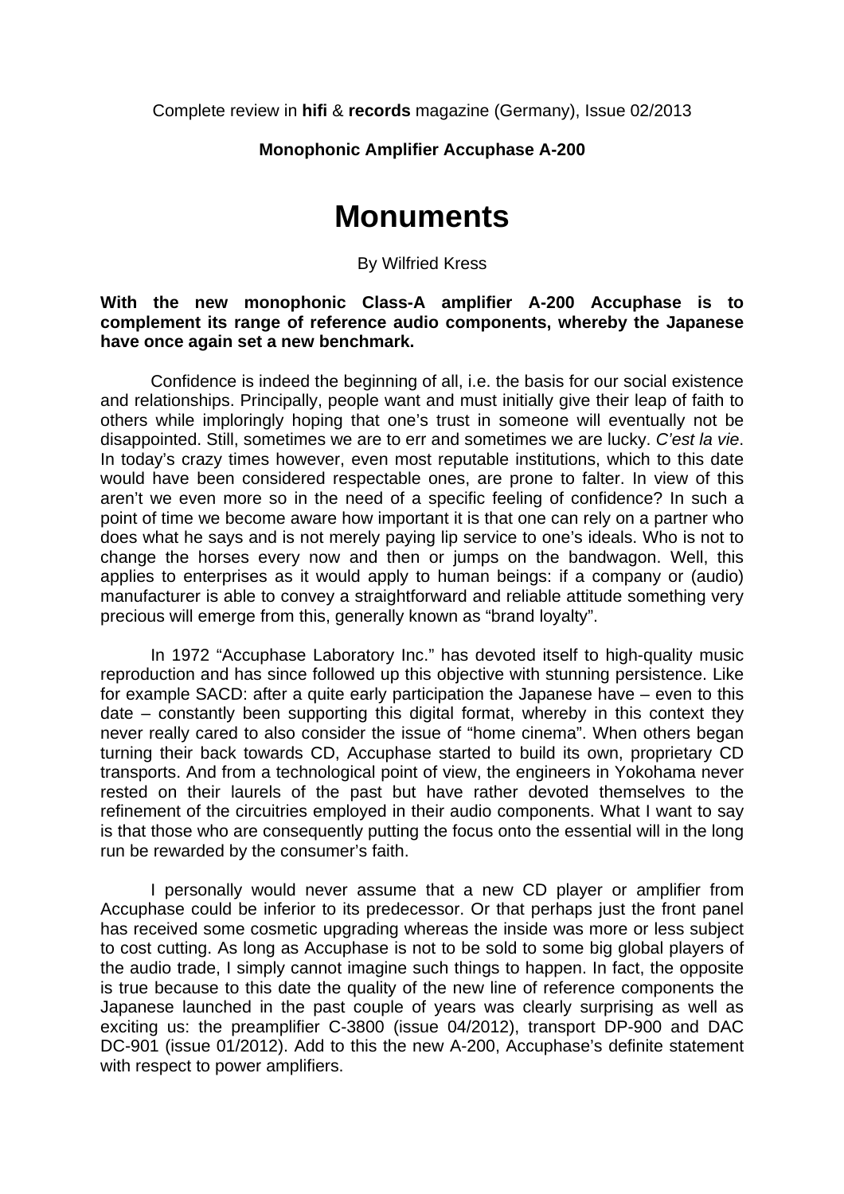Complete review in **hifi** & **records** magazine (Germany), Issue 02/2013

**Monophonic Amplifier Accuphase A-200**

# Monuments

By Wilfried Kress

**With the new monophonic Class-A amplifier A-200 Accuphase is to complement its range of reference audio components, whereby the Japanese have once again set a new benchmark.**

Confidence is indeed the beginning of all, i.e. the basis for our social existence and relationships. Principally, people want and must initially give their leap of faith to others while imploringly hoping that one's trust in someone will eventually not be disappointed. Still, sometimes we are to err and sometimes we are lucky. *C'est la vie*. In today's crazy times however, even most reputable institutions, which to this date would have been considered respectable ones, are prone to falter. In view of this aren't we even more so in the need of a specific feeling of confidence? In such a point of time we become aware how important it is that one can rely on a partner who does what he says and is not merely paying lip service to one's ideals. Who is not to change the horses every now and then or jumps on the bandwagon. Well, this applies to enterprises as it would apply to human beings: if a company or (audio) manufacturer is able to convey a straightforward and reliable attitude something very precious will emerge from this, generally known as "brand loyalty".

In 1972 "Accuphase Laboratory Inc." has devoted itself to high-quality music reproduction and has since followed up this objective with stunning persistence. Like for example SACD: after a quite early participation the Japanese have – even to this date – constantly been supporting this digital format, whereby in this context they never really cared to also consider the issue of "home cinema". When others began turning their back towards CD, Accuphase started to build its own, proprietary CD transports. And from a technological point of view, the engineers in Yokohama never rested on their laurels of the past but have rather devoted themselves to the refinement of the circuitries employed in their audio components. What I want to say is that those who are consequently putting the focus onto the essential will in the long run be rewarded by the consumer's faith.

I personally would never assume that a new CD player or amplifier from Accuphase could be inferior to its predecessor. Or that perhaps just the front panel has received some cosmetic upgrading whereas the inside was more or less subject to cost cutting. As long as Accuphase is not to be sold to some big global players of the audio trade, I simply cannot imagine such things to happen. In fact, the opposite is true because to this date the quality of the new line of reference components the Japanese launched in the past couple of years was clearly surprising as well as exciting us: the preamplifier C-3800 (issue 04/2012), transport DP-900 and DAC DC-901 (issue 01/2012). Add to this the new A-200, Accuphase's definite statement with respect to power amplifiers.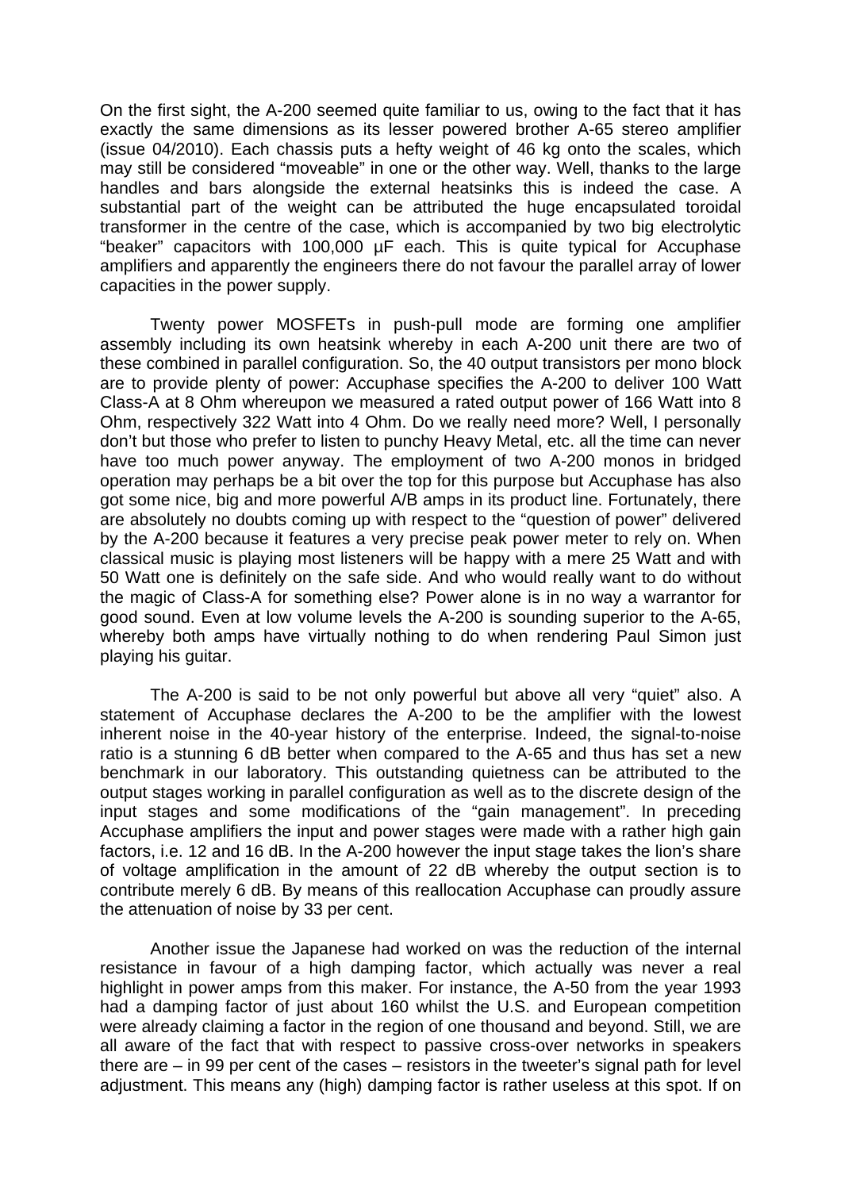On the first sight, the A-200 seemed quite familiar to us, owing to the fact that it has exactly the same dimensions as its lesser powered brother A-65 stereo amplifier (issue 04/2010). Each chassis puts a hefty weight of 46 kg onto the scales, which may still be considered "moveable" in one or the other way. Well, thanks to the large handles and bars alongside the external heatsinks this is indeed the case. A substantial part of the weight can be attributed the huge encapsulated toroidal transformer in the centre of the case, which is accompanied by two big electrolytic "beaker" capacitors with 100,000 µF each. This is quite typical for Accuphase amplifiers and apparently the engineers there do not favour the parallel array of lower capacities in the power supply.

Twenty power MOSFETs in push-pull mode are forming one amplifier assembly including its own heatsink whereby in each A-200 unit there are two of these combined in parallel configuration. So, the 40 output transistors per mono block are to provide plenty of power: Accuphase specifies the A-200 to deliver 100 Watt Class-A at 8 Ohm whereupon we measured a rated output power of 166 Watt into 8 Ohm, respectively 322 Watt into 4 Ohm. Do we really need more? Well, I personally don't but those who prefer to listen to punchy Heavy Metal, etc. all the time can never have too much power anyway. The employment of two A-200 monos in bridged operation may perhaps be a bit over the top for this purpose but Accuphase has also got some nice, big and more powerful A/B amps in its product line. Fortunately, there are absolutely no doubts coming up with respect to the "question of power" delivered by the A-200 because it features a very precise peak power meter to rely on. When classical music is playing most listeners will be happy with a mere 25 Watt and with 50 Watt one is definitely on the safe side. And who would really want to do without the magic of Class-A for something else? Power alone is in no way a warrantor for good sound. Even at low volume levels the A-200 is sounding superior to the A-65, whereby both amps have virtually nothing to do when rendering Paul Simon just playing his guitar.

The A-200 is said to be not only powerful but above all very "quiet" also. A statement of Accuphase declares the A-200 to be the amplifier with the lowest inherent noise in the 40-year history of the enterprise. Indeed, the signal-to-noise ratio is a stunning 6 dB better when compared to the A-65 and thus has set a new benchmark in our laboratory. This outstanding quietness can be attributed to the output stages working in parallel configuration as well as to the discrete design of the input stages and some modifications of the "gain management". In preceding Accuphase amplifiers the input and power stages were made with a rather high gain factors, i.e. 12 and 16 dB. In the A-200 however the input stage takes the lion's share of voltage amplification in the amount of 22 dB whereby the output section is to contribute merely 6 dB. By means of this reallocation Accuphase can proudly assure the attenuation of noise by 33 per cent.

Another issue the Japanese had worked on was the reduction of the internal resistance in favour of a high damping factor, which actually was never a real highlight in power amps from this maker. For instance, the A-50 from the year 1993 had a damping factor of just about 160 whilst the U.S. and European competition were already claiming a factor in the region of one thousand and beyond. Still, we are all aware of the fact that with respect to passive cross-over networks in speakers there are – in 99 per cent of the cases – resistors in the tweeter's signal path for level adjustment. This means any (high) damping factor is rather useless at this spot. If on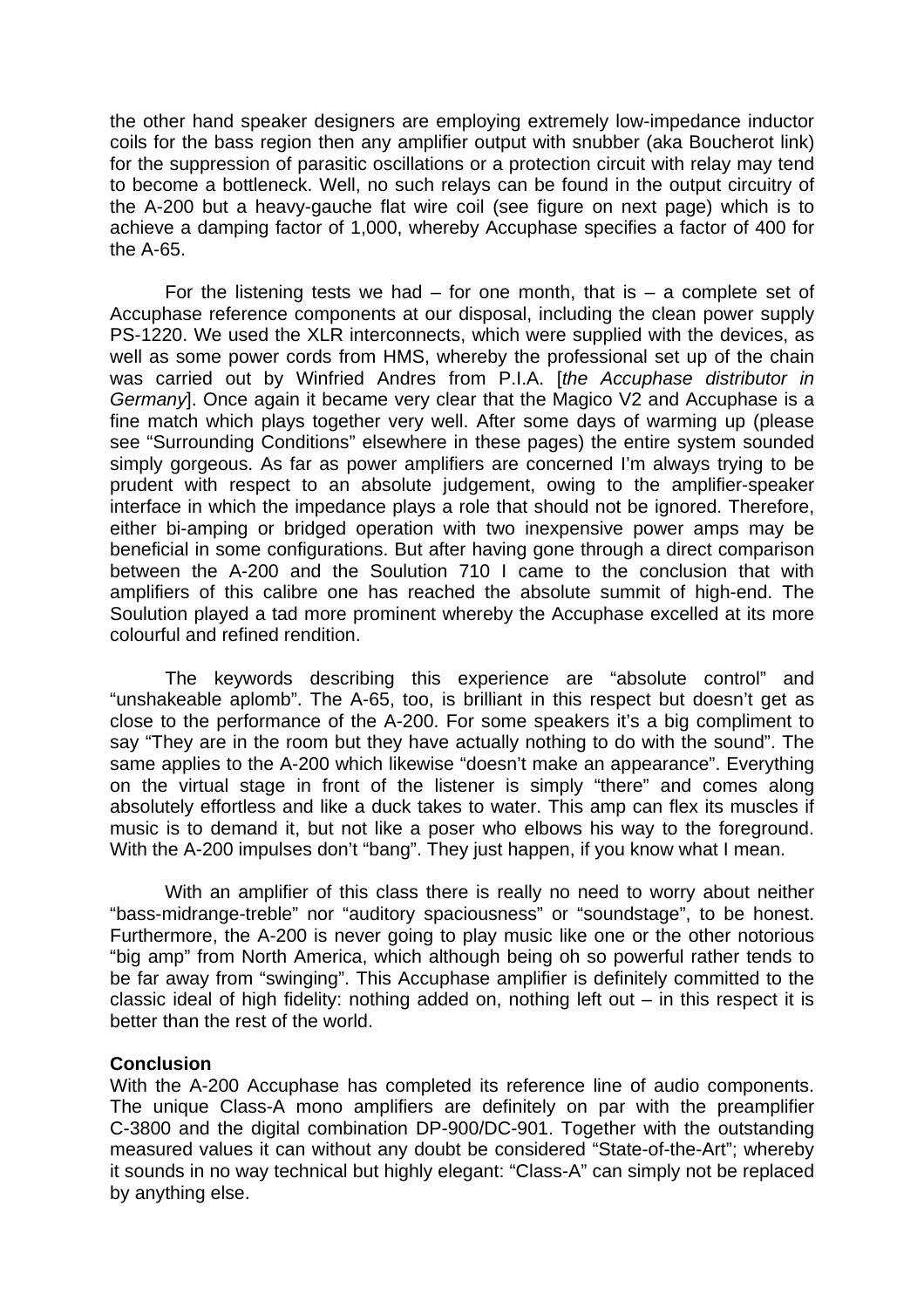the other hand speaker designers are employing extremely low-impedance inductor coils for the bass region then any amplifier output with snubber (aka Boucherot link) for the suppression of parasitic oscillations or a protection circuit with relay may tend to become a bottleneck. Well, no such relays can be found in the output circuitry of the A-200 but a heavy-gauche flat wire coil (see figure on next page) which is to achieve a damping factor of 1,000, whereby Accuphase specifies a factor of 400 for the A-65.

For the listening tests we had – for one month, that is – a complete set of Accuphase reference components at our disposal, including the clean power supply PS-1220. We used the XLR interconnects, which were supplied with the devices, as well as some power cords from HMS, whereby the professional set up of the chain was carried out by Winfried Andres from P.I.A. [*the Accuphase distributor in Germany*]. Once again it became very clear that the Magico V2 and Accuphase is a fine match which plays together very well. After some days of warming up (please see "Surrounding Conditions" elsewhere in these pages) the entire system sounded simply gorgeous. As far as power amplifiers are concerned I'm always trying to be prudent with respect to an absolute judgement, owing to the amplifier-speaker interface in which the impedance plays a role that should not be ignored. Therefore, either bi-amping or bridged operation with two inexpensive power amps may be beneficial in some configurations. But after having gone through a direct comparison between the A-200 and the Soulution 710 I came to the conclusion that with amplifiers of this calibre one has reached the absolute summit of high-end. The Soulution played a tad more prominent whereby the Accuphase excelled at its more colourful and refined rendition.

The keywords describing this experience are "absolute control" and "unshakeable aplomb". The A-65, too, is brilliant in this respect but doesn't get as close to the performance of the A-200. For some speakers it's a big compliment to say "They are in the room but they have actually nothing to do with the sound". The same applies to the A-200 which likewise "doesn't make an appearance". Everything on the virtual stage in front of the listener is simply "there" and comes along absolutely effortless and like a duck takes to water. This amp can flex its muscles if music is to demand it, but not like a poser who elbows his way to the foreground. With the A-200 impulses don't "bang". They just happen, if you know what I mean.

With an amplifier of this class there is really no need to worry about neither "bass-midrange-treble" nor "auditory spaciousness" or "soundstage", to be honest. Furthermore, the A-200 is never going to play music like one or the other notorious "big amp" from North America, which although being oh so powerful rather tends to be far away from "swinging". This Accuphase amplifier is definitely committed to the classic ideal of high fidelity: nothing added on, nothing left out – in this respect it is better than the rest of the world.

**Conclusion**

With the A-200 Accuphase has completed its reference line of audio components. The unique Class-A mono amplifiers are definitely on par with the preamplifier C-3800 and the digital combination DP-900/DC-901. Together with the outstanding measured values it can without any doubt be considered "State-of-the-Art"; whereby it sounds in no way technical but highly elegant: "Class-A" can simply not be replaced by anything else.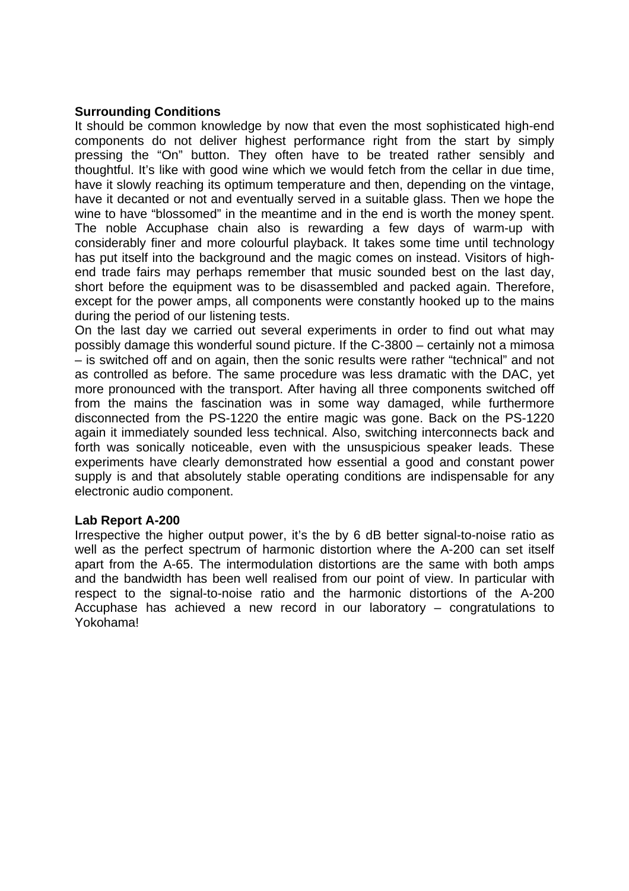**Surrounding Conditions**

It should be common knowledge by now that even the most sophisticated high-end components do not deliver highest performance right from the start by simply pressing the “On” button. They often have to be treated rather sensibly and thoughtful. It’s like with good wine which we would fetch from the cellar in due time, have it slowly reaching its optimum temperature and then, depending on the vintage, have it decanted or not and eventually served in a suitable glass. Then we hope the wine to have “blossomed” in the meantime and in the end is worth the money spent. The noble Accuphase chain also is rewarding a few days of warm-up with considerably finer and more colourful playback. It takes some time until technology has put itself into the background and the magic comes on instead. Visitors of high-end trade fairs may perhaps remember that music sounded best on the last day, short before the equipment was to be disassembled and packed again. Therefore, except for the power amps, all components were constantly hooked up to the mains during the period of our listening tests.

On the last day we carried out several experiments in order to find out what may possibly damage this wonderful sound picture. If the C-3800 – certainly not a mimosa – is switched off and on again, then the sonic results were rather “technical” and not as controlled as before. The same procedure was less dramatic with the DAC, yet more pronounced with the transport. After having all three components switched off from the mains the fascination was in some way damaged, while furthermore disconnected from the PS-1220 the entire magic was gone. Back on the PS-1220 again it immediately sounded less technical. Also, switching interconnects back and forth was sonically noticeable, even with the unsuspicious speaker leads. These experiments have clearly demonstrated how essential a good and constant power supply is and that absolutely stable operating conditions are indispensable for any electronic audio component.

**Lab Report A-200**

Irrespective the higher output power, it’s the by 6 dB better signal-to-noise ratio as well as the perfect spectrum of harmonic distortion where the A-200 can set itself apart from the A-65. The intermodulation distortions are the same with both amps and the bandwidth has been well realised from our point of view. In particular with respect to the signal-to-noise ratio and the harmonic distortions of the A-200 Accuphase has achieved a new record in our laboratory – congratulations to Yokohama!